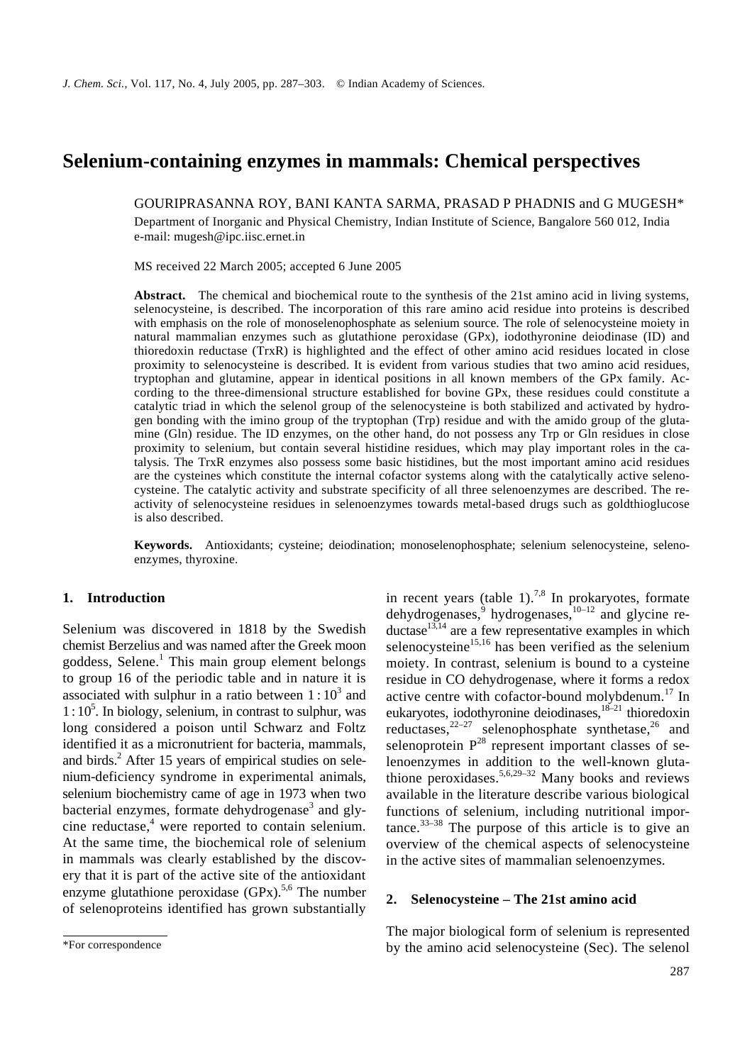# Selenium-containing enzymes in mammals: Chemical perspectives

GOURIPRASANNA ROY, BANI KANTA SARMA, PRASAD P PHADNIS and G MUGESH*

Department of Inorganic and Physical Chemistry, Indian Institute of Science, Bangalore 560 012, India
e-mail: mugesh@ipc.iisc.ernet.in

MS received 22 March 2005; accepted 6 June 2005

**Abstract.** The chemical and biochemical route to the synthesis of the 21st amino acid in living systems, selenocysteine, is described. The incorporation of this rare amino acid residue into proteins is described with emphasis on the role of monoselenophosphate as selenium source. The role of selenocysteine moiety in natural mammalian enzymes such as glutathione peroxidase (GPx), iodothyronine deiodinase (ID) and thioredoxin reductase (TrxR) is highlighted and the effect of other amino acid residues located in close proximity to selenocysteine is described. It is evident from various studies that two amino acid residues, tryptophan and glutamine, appear in identical positions in all known members of the GPx family. According to the three-dimensional structure established for bovine GPx, these residues could constitute a catalytic triad in which the selenol group of the selenocysteine is both stabilized and activated by hydrogen bonding with the imino group of the tryptophan (Trp) residue and with the amido group of the glutamine (Gln) residue. The ID enzymes, on the other hand, do not possess any Trp or Gln residues in close proximity to selenium, but contain several histidine residues, which may play important roles in the catalysis. The TrxR enzymes also possess some basic histidines, but the most important amino acid residues are the cysteines which constitute the internal cofactor systems along with the catalytically active selenocysteine. The catalytic activity and substrate specificity of all three selenoenzymes are described. The reactivity of selenocysteine residues in selenoenzymes towards metal-based drugs such as goldthioglucose is also described.

**Keywords.** Antioxidants; cysteine; deiodination; monoselenophosphate; selenium selenocysteine, selenoenzymes, thyroxine.

## 1. Introduction

Selenium was discovered in 1818 by the Swedish chemist Berzelius and was named after the Greek moon goddess, Selene.[1] This main group element belongs to group 16 of the periodic table and in nature it is associated with sulphur in a ratio between $1:10^3$ and $1:10^5$. In biology, selenium, in contrast to sulphur, was long considered a poison until Schwarz and Foltz identified it as a micronutrient for bacteria, mammals, and birds.[2] After 15 years of empirical studies on selenium-deficiency syndrome in experimental animals, selenium biochemistry came of age in 1973 when two bacterial enzymes, formate dehydrogenase[3] and glycine reductase,[4] were reported to contain selenium. At the same time, the biochemical role of selenium in mammals was clearly established by the discovery that it is part of the active site of the antioxidant enzyme glutathione peroxidase (GPx).[5,6] The number of selenoproteins identified has grown substantially in recent years (table 1).[7,8] In prokaryotes, formate dehydrogenases,[9] hydrogenases,[10–12] and glycine reductase[13,14] are a few representative examples in which selenocysteine[15,16] has been verified as the selenium moiety. In contrast, selenium is bound to a cysteine residue in CO dehydrogenase, where it forms a redox active centre with cofactor-bound molybdenum.[17] In eukaryotes, iodothyronine deiodinases,[18–21] thioredoxin reductases,[22–27] selenophosphate synthetase,[26] and selenoprotein P[28] represent important classes of selenoenzymes in addition to the well-known glutathione peroxidases.[5,6,29–32] Many books and reviews available in the literature describe various biological functions of selenium, including nutritional importance.[33–38] The purpose of this article is to give an overview of the chemical aspects of selenocysteine in the active sites of mammalian selenoenzymes.

## 2. Selenocysteine – The 21st amino acid

The major biological form of selenium is represented by the amino acid selenocysteine (Sec). The selenol

*For correspondence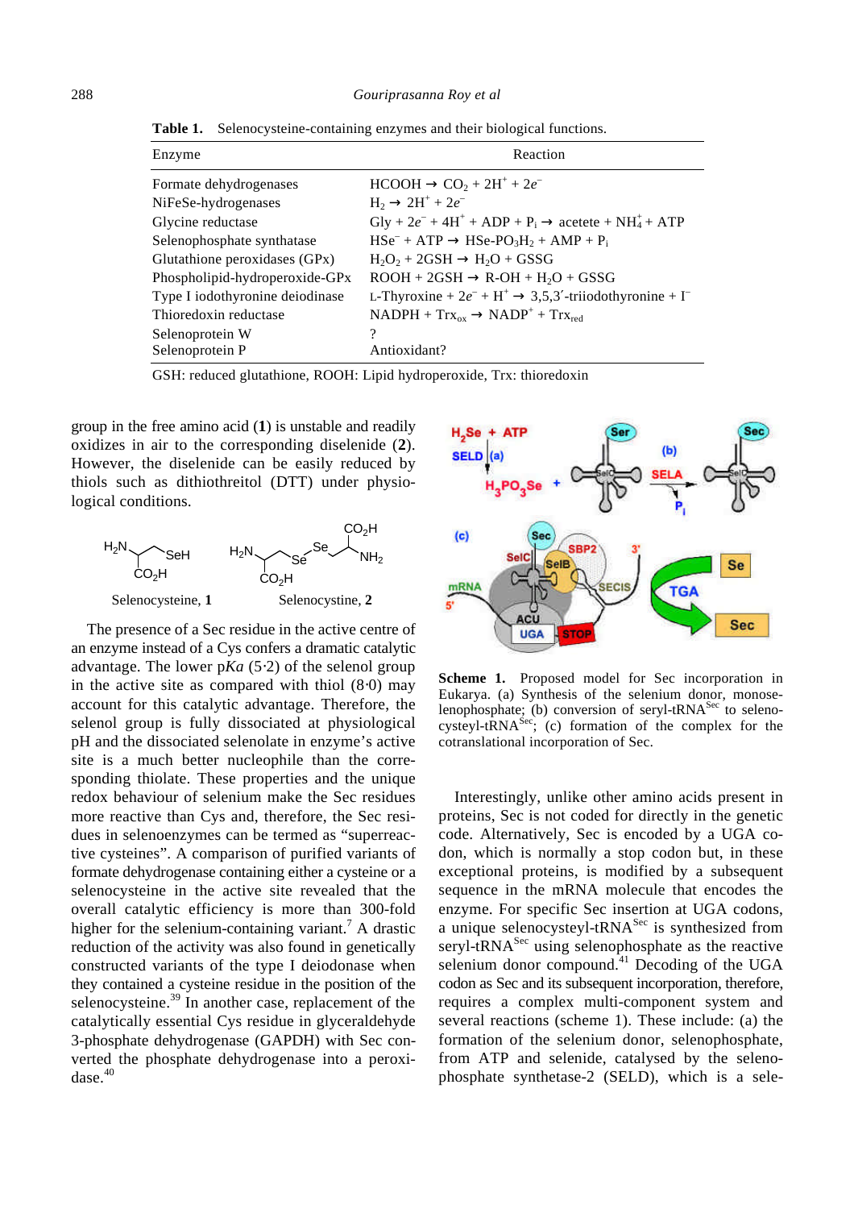**Table 1.** Selenocysteine-containing enzymes and their biological functions.

| Enzyme | Reaction |
|---|---|
| Formate dehydrogenases | $HCOOH \rightarrow CO_2 + 2H^+ + 2e^-$ |
| NiFeSe-hydrogenases | $H_2 \rightarrow 2H^+ + 2e^-$ |
| Glycine reductase | Gly + $2e^-$ + $4H^+$ + ADP + $P_i$ → acetete + $NH_4^+$ + ATP |
| Selenophosphate synthatase | $HSe^-$ + ATP → $HSe\text{-}PO_3H_2$ + AMP + $P_i$ |
| Glutathione peroxidases (GPx) | $H_2O_2$ + 2GSH → $H_2O$ + GSSG |
| Phospholipid-hydroperoxide-GPx | ROOH + 2GSH → R-OH + $H_2O$ + GSSG |
| Type I iodothyronine deiodinase | L-Thyroxine + $2e^-$ + $H^+$ → 3,5,3′-triiodothyronine + $I^-$ |
| Thioredoxin reductase | NADPH + $Trx_{ox}$ → $NADP^+$ + $Trx_{red}$ |
| Selenoprotein W | ? |
| Selenoprotein P | Antioxidant? |

GSH: reduced glutathione, ROOH: Lipid hydroperoxide, Trx: thioredoxin

group in the free amino acid (**1**) is unstable and readily oxidizes in air to the corresponding diselenide (**2**). However, the diselenide can be easily reduced by thiols such as dithiothreitol (DTT) under physiological conditions.

Selenocysteine, **1** Selenocystine, **2**

The presence of a Sec residue in the active centre of an enzyme instead of a Cys confers a dramatic catalytic advantage. The lower p*Ka* (5·2) of the selenol group in the active site as compared with thiol (8·0) may account for this catalytic advantage. Therefore, the selenol group is fully dissociated at physiological pH and the dissociated selenolate in enzyme's active site is a much better nucleophile than the corresponding thiolate. These properties and the unique redox behaviour of selenium make the Sec residues more reactive than Cys and, therefore, the Sec residues in selenoenzymes can be termed as "superreactive cysteines". A comparison of purified variants of formate dehydrogenase containing either a cysteine or a selenocysteine in the active site revealed that the overall catalytic efficiency is more than 300-fold higher for the selenium-containing variant.[7] A drastic reduction of the activity was also found in genetically constructed variants of the type I deiodonase when they contained a cysteine residue in the position of the selenocysteine.[39] In another case, replacement of the catalytically essential Cys residue in glyceraldehyde 3-phosphate dehydrogenase (GAPDH) with Sec converted the phosphate dehydrogenase into a peroxidase.[40]

**Scheme 1.** Proposed model for Sec incorporation in Eukarya. (a) Synthesis of the selenium donor, monoselenophosphate; (b) conversion of seryl-tRNA$^{Sec}$ to selenocysteyl-tRNA$^{Sec}$; (c) formation of the complex for the cotranslational incorporation of Sec.

Interestingly, unlike other amino acids present in proteins, Sec is not coded for directly in the genetic code. Alternatively, Sec is encoded by a UGA codon, which is normally a stop codon but, in these exceptional proteins, is modified by a subsequent sequence in the mRNA molecule that encodes the enzyme. For specific Sec insertion at UGA codons, a unique selenocysteyl-tRNA$^{Sec}$ is synthesized from seryl-tRNA$^{Sec}$ using selenophosphate as the reactive selenium donor compound.[41] Decoding of the UGA codon as Sec and its subsequent incorporation, therefore, requires a complex multi-component system and several reactions (scheme 1). These include: (a) the formation of the selenium donor, selenophosphate, from ATP and selenide, catalysed by the selenophosphate synthetase-2 (SELD), which is a sele-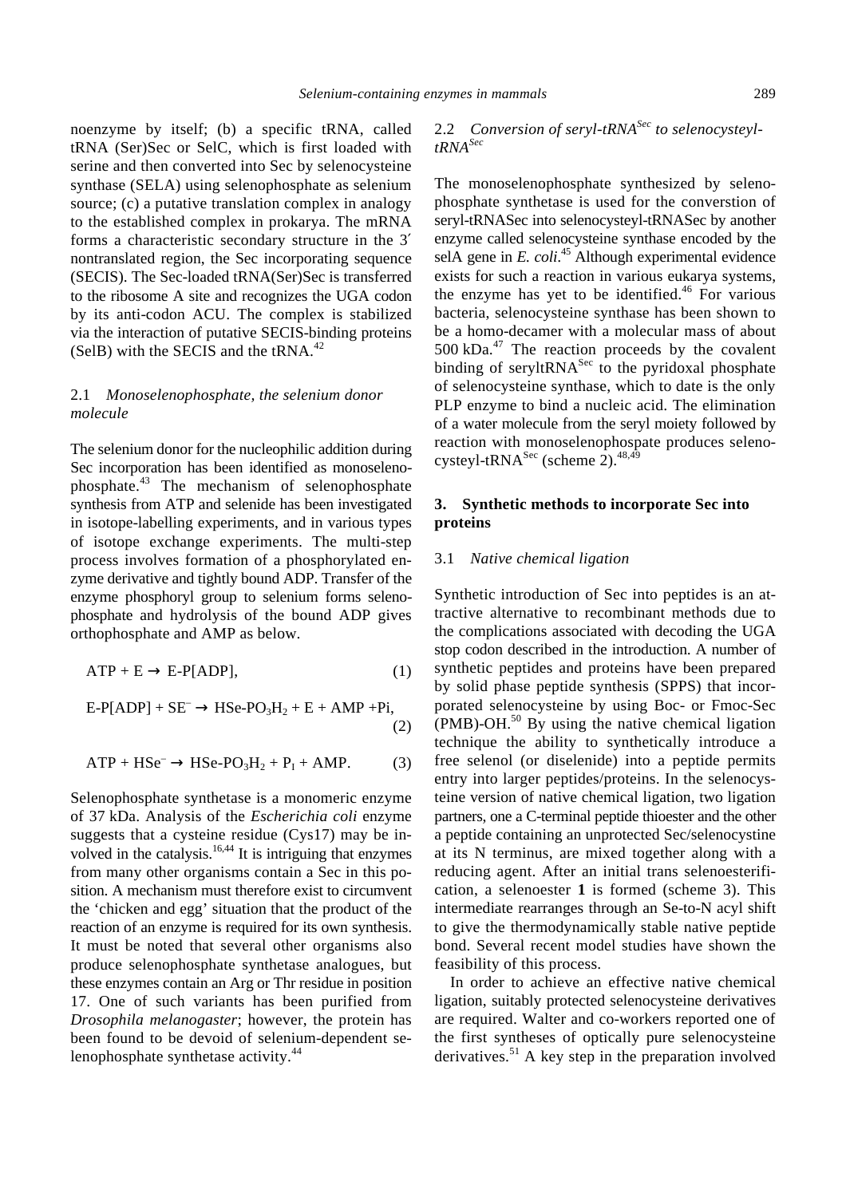noenzyme by itself; (b) a specific tRNA, called tRNA (Ser)Sec or SelC, which is first loaded with serine and then converted into Sec by selenocysteine synthase (SELA) using selenophosphate as selenium source; (c) a putative translation complex in analogy to the established complex in prokarya. The mRNA forms a characteristic secondary structure in the 3′ nontranslated region, the Sec incorporating sequence (SECIS). The Sec-loaded tRNA(Ser)Sec is transferred to the ribosome A site and recognizes the UGA codon by its anti-codon ACU. The complex is stabilized via the interaction of putative SECIS-binding proteins (SelB) with the SECIS and the tRNA.[42]

### 2.1 *Monoselenophosphate, the selenium donor molecule*

The selenium donor for the nucleophilic addition during Sec incorporation has been identified as monoselenophosphate.[43] The mechanism of selenophosphate synthesis from ATP and selenide has been investigated in isotope-labelling experiments, and in various types of isotope exchange experiments. The multi-step process involves formation of a phosphorylated enzyme derivative and tightly bound ADP. Transfer of the enzyme phosphoryl group to selenium forms selenophosphate and hydrolysis of the bound ADP gives orthophosphate and AMP as below.

$$ATP + E \rightarrow E\text{-}P[ADP], \tag{1}$$

$$E\text{-}P[ADP] + SE^{-} \rightarrow HSe\text{-}PO_3H_2 + E + AMP + Pi, \tag{2}$$

$$ATP + HSe^{-} \rightarrow HSe\text{-}PO_3H_2 + P_I + AMP. \tag{3}$$

Selenophosphate synthetase is a monomeric enzyme of 37 kDa. Analysis of the *Escherichia coli* enzyme suggests that a cysteine residue (Cys17) may be involved in the catalysis.[16,44] It is intriguing that enzymes from many other organisms contain a Sec in this position. A mechanism must therefore exist to circumvent the ‘chicken and egg’ situation that the product of the reaction of an enzyme is required for its own synthesis. It must be noted that several other organisms also produce selenophosphate synthetase analogues, but these enzymes contain an Arg or Thr residue in position 17. One of such variants has been purified from *Drosophila melanogaster*; however, the protein has been found to be devoid of selenium-dependent selenophosphate synthetase activity.[44]

### 2.2 *Conversion of seryl-tRNA$^{Sec}$ to selenocysteyl-tRNA$^{Sec}$*

The monoselenophosphate synthesized by selenophosphate synthetase is used for the converstion of seryl-tRNASec into selenocysteyl-tRNASec by another enzyme called selenocysteine synthase encoded by the selA gene in *E. coli*.[45] Although experimental evidence exists for such a reaction in various eukarya systems, the enzyme has yet to be identified.[46] For various bacteria, selenocysteine synthase has been shown to be a homo-decamer with a molecular mass of about 500 kDa.[47] The reaction proceeds by the covalent binding of seryltRNA$^{Sec}$ to the pyridoxal phosphate of selenocysteine synthase, which to date is the only PLP enzyme to bind a nucleic acid. The elimination of a water molecule from the seryl moiety followed by reaction with monoselenophospate produces selenocysteyl-tRNA$^{Sec}$ (scheme 2).[48,49]

## 3. Synthetic methods to incorporate Sec into proteins

### 3.1 *Native chemical ligation*

Synthetic introduction of Sec into peptides is an attractive alternative to recombinant methods due to the complications associated with decoding the UGA stop codon described in the introduction. A number of synthetic peptides and proteins have been prepared by solid phase peptide synthesis (SPPS) that incorporated selenocysteine by using Boc- or Fmoc-Sec (PMB)-OH.[50] By using the native chemical ligation technique the ability to synthetically introduce a free selenol (or diselenide) into a peptide permits entry into larger peptides/proteins. In the selenocysteine version of native chemical ligation, two ligation partners, one a C-terminal peptide thioester and the other a peptide containing an unprotected Sec/selenocystine at its N terminus, are mixed together along with a reducing agent. After an initial trans selenoesterification, a selenoester **1** is formed (scheme 3). This intermediate rearranges through an Se-to-N acyl shift to give the thermodynamically stable native peptide bond. Several recent model studies have shown the feasibility of this process.

In order to achieve an effective native chemical ligation, suitably protected selenocysteine derivatives are required. Walter and co-workers reported one of the first syntheses of optically pure selenocysteine derivatives.[51] A key step in the preparation involved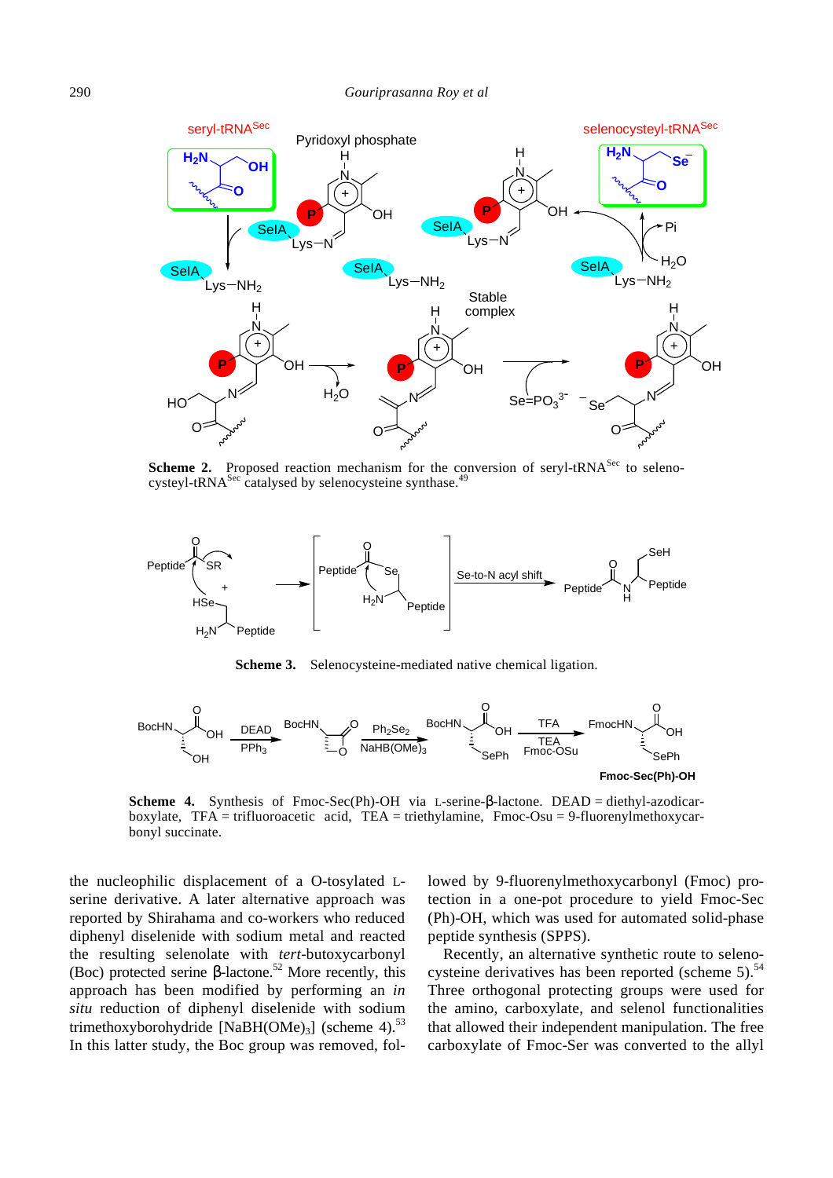**Scheme 2.** Proposed reaction mechanism for the conversion of seryl-tRNA$^{Sec}$ to selenocysteyl-tRNA$^{Sec}$ catalysed by selenocysteine synthase.[49]

**Scheme 3.** Selenocysteine-mediated native chemical ligation.

**Scheme 4.** Synthesis of Fmoc-Sec(Ph)-OH via L-serine-β-lactone. DEAD = diethyl-azodicarboxylate, TFA = trifluoroacetic acid, TEA = triethylamine, Fmoc-Osu = 9-fluorenylmethoxycarbonyl succinate.

the nucleophilic displacement of a O-tosylated L-serine derivative. A later alternative approach was reported by Shirahama and co-workers who reduced diphenyl diselenide with sodium metal and reacted the resulting selenolate with *tert*-butoxycarbonyl (Boc) protected serine β-lactone.[52] More recently, this approach has been modified by performing an *in situ* reduction of diphenyl diselenide with sodium trimethoxyborohydride [$NaBH(OMe)_3$] (scheme 4).[53] In this latter study, the Boc group was removed, followed by 9-fluorenylmethoxycarbonyl (Fmoc) protection in a one-pot procedure to yield Fmoc-Sec (Ph)-OH, which was used for automated solid-phase peptide synthesis (SPPS).

Recently, an alternative synthetic route to selenocysteine derivatives has been reported (scheme 5).[54] Three orthogonal protecting groups were used for the amino, carboxylate, and selenol functionalities that allowed their independent manipulation. The free carboxylate of Fmoc-Ser was converted to the allyl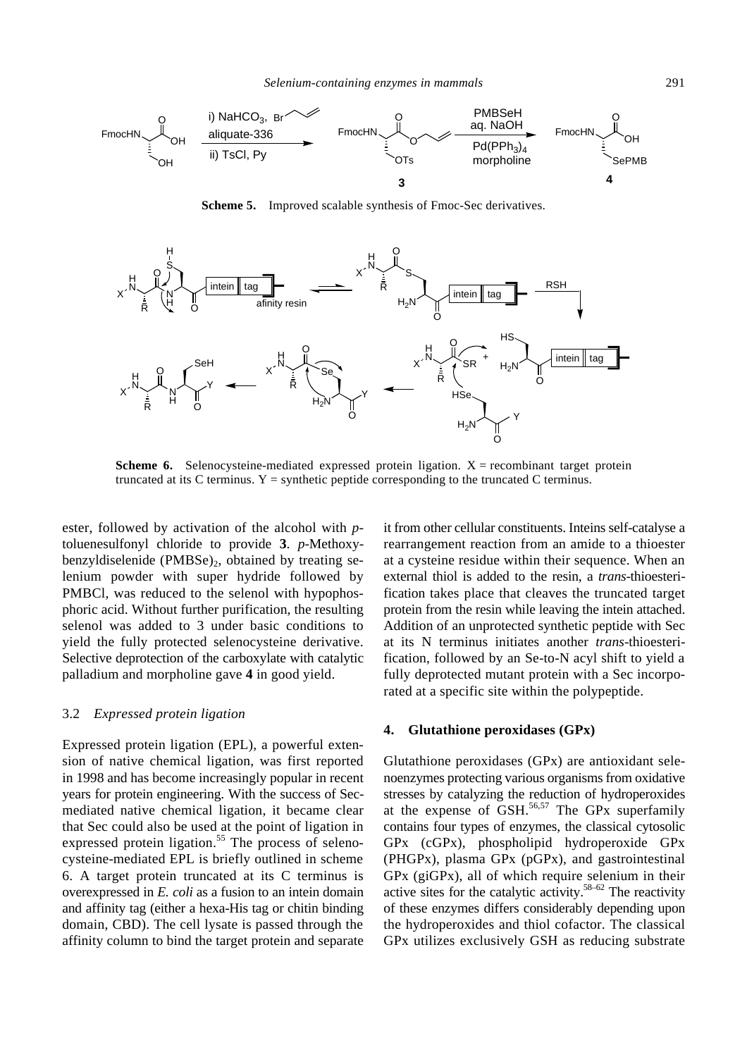**Scheme 5.** Improved scalable synthesis of Fmoc-Sec derivatives.

**Scheme 6.** Selenocysteine-mediated expressed protein ligation. X = recombinant target protein truncated at its C terminus. Y = synthetic peptide corresponding to the truncated C terminus.

ester, followed by activation of the alcohol with *p*-toluenesulfonyl chloride to provide **3**. *p*-Methoxybenzyldiselenide $(PMBSe)_2$, obtained by treating selenium powder with super hydride followed by PMBCl, was reduced to the selenol with hypophosphoric acid. Without further purification, the resulting selenol was added to 3 under basic conditions to yield the fully protected selenocysteine derivative. Selective deprotection of the carboxylate with catalytic palladium and morpholine gave **4** in good yield.

### 3.2 *Expressed protein ligation*

Expressed protein ligation (EPL), a powerful extension of native chemical ligation, was first reported in 1998 and has become increasingly popular in recent years for protein engineering. With the success of Sec-mediated native chemical ligation, it became clear that Sec could also be used at the point of ligation in expressed protein ligation.[55] The process of selenocysteine-mediated EPL is briefly outlined in scheme 6. A target protein truncated at its C terminus is overexpressed in *E. coli* as a fusion to an intein domain and affinity tag (either a hexa-His tag or chitin binding domain, CBD). The cell lysate is passed through the affinity column to bind the target protein and separate it from other cellular constituents. Inteins self-catalyse a rearrangement reaction from an amide to a thioester at a cysteine residue within their sequence. When an external thiol is added to the resin, a *trans*-thioesterification takes place that cleaves the truncated target protein from the resin while leaving the intein attached. Addition of an unprotected synthetic peptide with Sec at its N terminus initiates another *trans*-thioesterification, followed by an Se-to-N acyl shift to yield a fully deprotected mutant protein with a Sec incorporated at a specific site within the polypeptide.

## 4. Glutathione peroxidases (GPx)

Glutathione peroxidases (GPx) are antioxidant selenoenzymes protecting various organisms from oxidative stresses by catalyzing the reduction of hydroperoxides at the expense of GSH.[56,57] The GPx superfamily contains four types of enzymes, the classical cytosolic GPx (cGPx), phospholipid hydroperoxide GPx (PHGPx), plasma GPx (pGPx), and gastrointestinal GPx (giGPx), all of which require selenium in their active sites for the catalytic activity.[58–62] The reactivity of these enzymes differs considerably depending upon the hydroperoxides and thiol cofactor. The classical GPx utilizes exclusively GSH as reducing substrate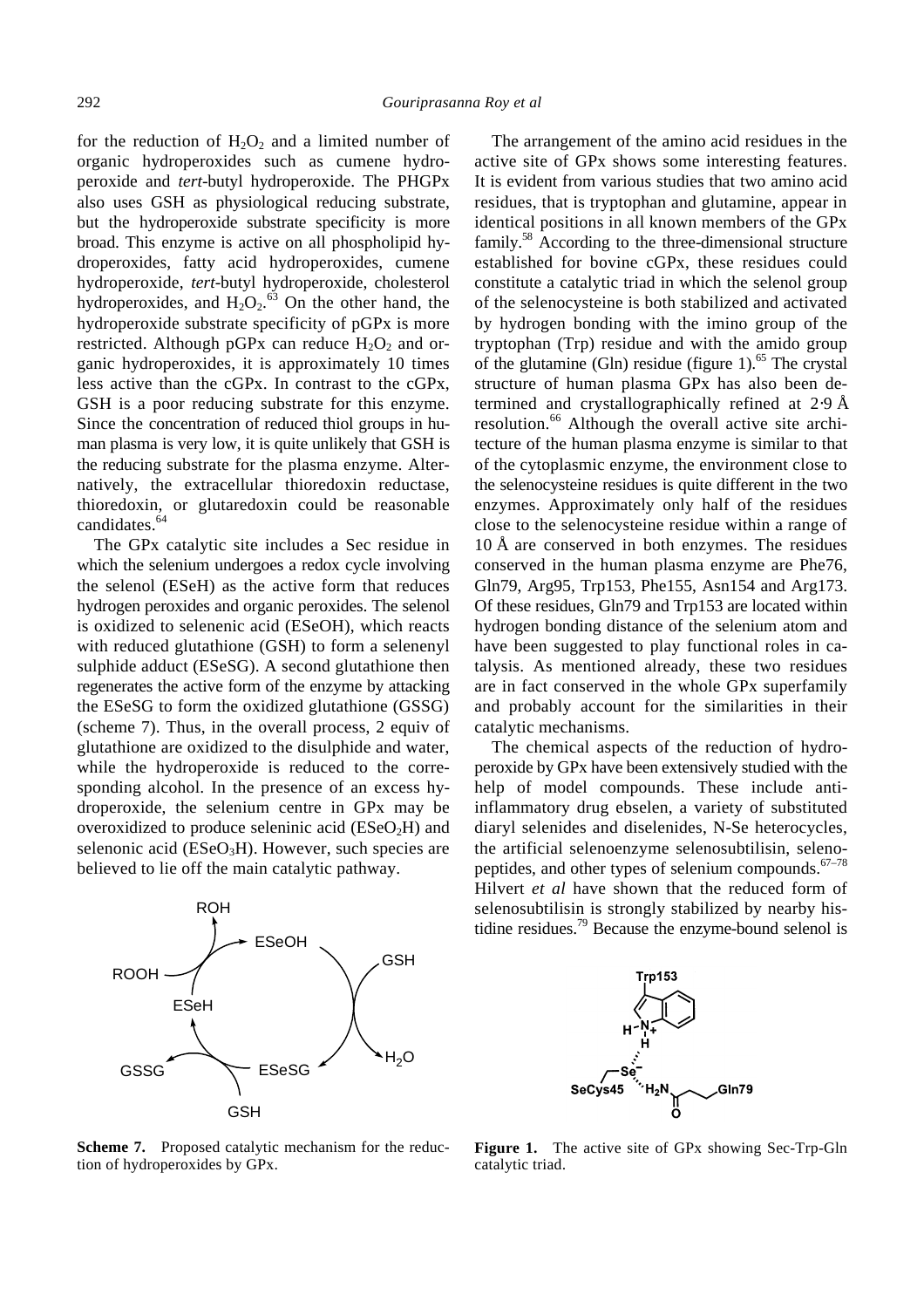for the reduction of $H_2O_2$ and a limited number of organic hydroperoxides such as cumene hydroperoxide and *tert*-butyl hydroperoxide. The PHGPx also uses GSH as physiological reducing substrate, but the hydroperoxide substrate specificity is more broad. This enzyme is active on all phospholipid hydroperoxides, fatty acid hydroperoxides, cumene hydroperoxide, *tert*-butyl hydroperoxide, cholesterol hydroperoxides, and $H_2O_2$.[63] On the other hand, the hydroperoxide substrate specificity of pGPx is more restricted. Although pGPx can reduce $H_2O_2$ and organic hydroperoxides, it is approximately 10 times less active than the cGPx. In contrast to the cGPx, GSH is a poor reducing substrate for this enzyme. Since the concentration of reduced thiol groups in human plasma is very low, it is quite unlikely that GSH is the reducing substrate for the plasma enzyme. Alternatively, the extracellular thioredoxin reductase, thioredoxin, or glutaredoxin could be reasonable candidates.[64]

The GPx catalytic site includes a Sec residue in which the selenium undergoes a redox cycle involving the selenol (ESeH) as the active form that reduces hydrogen peroxides and organic peroxides. The selenol is oxidized to selenenic acid (ESeOH), which reacts with reduced glutathione (GSH) to form a selenenyl sulphide adduct (ESeSG). A second glutathione then regenerates the active form of the enzyme by attacking the ESeSG to form the oxidized glutathione (GSSG) (scheme 7). Thus, in the overall process, 2 equiv of glutathione are oxidized to the disulphide and water, while the hydroperoxide is reduced to the corresponding alcohol. In the presence of an excess hydroperoxide, the selenium centre in GPx may be overoxidized to produce seleninic acid ($ESeO_2H$) and selenonic acid ($ESeO_3H$). However, such species are believed to lie off the main catalytic pathway.

**Scheme 7.** Proposed catalytic mechanism for the reduction of hydroperoxides by GPx.

The arrangement of the amino acid residues in the active site of GPx shows some interesting features. It is evident from various studies that two amino acid residues, that is tryptophan and glutamine, appear in identical positions in all known members of the GPx family.[58] According to the three-dimensional structure established for bovine cGPx, these residues could constitute a catalytic triad in which the selenol group of the selenocysteine is both stabilized and activated by hydrogen bonding with the imino group of the tryptophan (Trp) residue and with the amido group of the glutamine (Gln) residue (figure 1).[65] The crystal structure of human plasma GPx has also been determined and crystallographically refined at 2·9 Å resolution.[66] Although the overall active site architecture of the human plasma enzyme is similar to that of the cytoplasmic enzyme, the environment close to the selenocysteine residues is quite different in the two enzymes. Approximately only half of the residues close to the selenocysteine residue within a range of 10 Å are conserved in both enzymes. The residues conserved in the human plasma enzyme are Phe76, Gln79, Arg95, Trp153, Phe155, Asn154 and Arg173. Of these residues, Gln79 and Trp153 are located within hydrogen bonding distance of the selenium atom and have been suggested to play functional roles in catalysis. As mentioned already, these two residues are in fact conserved in the whole GPx superfamily and probably account for the similarities in their catalytic mechanisms.

The chemical aspects of the reduction of hydroperoxide by GPx have been extensively studied with the help of model compounds. These include anti-inflammatory drug ebselen, a variety of substituted diaryl selenides and diselenides, N-Se heterocycles, the artificial selenoenzyme selenosubtilisin, selenopeptides, and other types of selenium compounds.[67–78] Hilvert *et al* have shown that the reduced form of selenosubtilisin is strongly stabilized by nearby histidine residues.[79] Because the enzyme-bound selenol is

**Figure 1.** The active site of GPx showing Sec-Trp-Gln catalytic triad.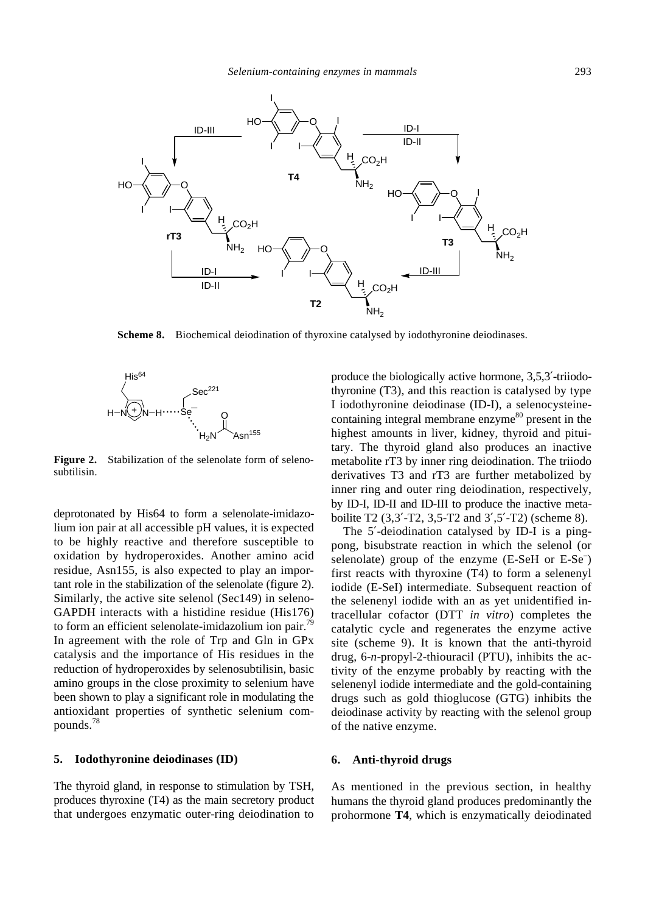**Scheme 8.** Biochemical deiodination of thyroxine catalysed by iodothyronine deiodinases.

**Figure 2.** Stabilization of the selenolate form of selenosubtilisin.

deprotonated by His64 to form a selenolate-imidazolium ion pair at all accessible pH values, it is expected to be highly reactive and therefore susceptible to oxidation by hydroperoxides. Another amino acid residue, Asn155, is also expected to play an important role in the stabilization of the selenolate (figure 2). Similarly, the active site selenol (Sec149) in seleno-GAPDH interacts with a histidine residue (His176) to form an efficient selenolate-imidazolium ion pair.[79] In agreement with the role of Trp and Gln in GPx catalysis and the importance of His residues in the reduction of hydroperoxides by selenosubtilisin, basic amino groups in the close proximity to selenium have been shown to play a significant role in modulating the antioxidant properties of synthetic selenium compounds.[78]

## 5. Iodothyronine deiodinases (ID)

The thyroid gland, in response to stimulation by TSH, produces thyroxine (T4) as the main secretory product that undergoes enzymatic outer-ring deiodination to produce the biologically active hormone, 3,5,3′-triiodothyronine (T3), and this reaction is catalysed by type I iodothyronine deiodinase (ID-I), a selenocysteine-containing integral membrane enzyme[80] present in the highest amounts in liver, kidney, thyroid and pituitary. The thyroid gland also produces an inactive metabolite rT3 by inner ring deiodination. The triiodo derivatives T3 and rT3 are further metabolized by inner ring and outer ring deiodination, respectively, by ID-I, ID-II and ID-III to produce the inactive metaboilite T2 (3,3′-T2, 3,5-T2 and 3′,5′-T2) (scheme 8).

The 5′-deiodination catalysed by ID-I is a ping-pong, bisubstrate reaction in which the selenol (or selenolate) group of the enzyme (E-SeH or E-Se$^-$) first reacts with thyroxine (T4) to form a selenenyl iodide (E-SeI) intermediate. Subsequent reaction of the selenenyl iodide with an as yet unidentified intracellular cofactor (DTT *in vitro*) completes the catalytic cycle and regenerates the enzyme active site (scheme 9). It is known that the anti-thyroid drug, 6-*n*-propyl-2-thiouracil (PTU), inhibits the activity of the enzyme probably by reacting with the selenenyl iodide intermediate and the gold-containing drugs such as gold thioglucose (GTG) inhibits the deiodinase activity by reacting with the selenol group of the native enzyme.

## 6. Anti-thyroid drugs

As mentioned in the previous section, in healthy humans the thyroid gland produces predominantly the prohormone **T4**, which is enzymatically deiodinated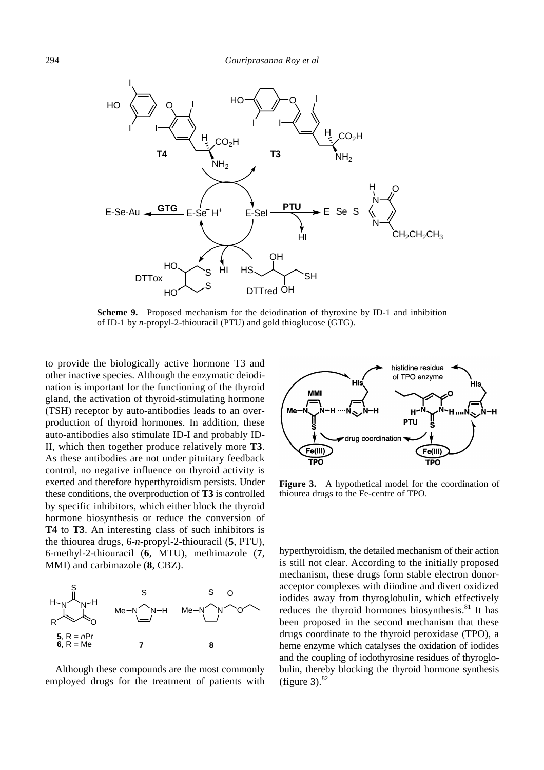**Scheme 9.** Proposed mechanism for the deiodination of thyroxine by ID-1 and inhibition of ID-1 by *n*-propyl-2-thiouracil (PTU) and gold thioglucose (GTG).

to provide the biologically active hormone T3 and other inactive species. Although the enzymatic deiodination is important for the functioning of the thyroid gland, the activation of thyroid-stimulating hormone (TSH) receptor by auto-antibodies leads to an overproduction of thyroid hormones. In addition, these auto-antibodies also stimulate ID-I and probably ID-II, which then together produce relatively more **T3**. As these antibodies are not under pituitary feedback control, no negative influence on thyroid activity is exerted and therefore hyperthyroidism persists. Under these conditions, the overproduction of **T3** is controlled by specific inhibitors, which either block the thyroid hormone biosynthesis or reduce the conversion of **T4** to **T3**. An interesting class of such inhibitors is the thiourea drugs, 6-*n*-propyl-2-thiouracil (**5**, PTU), 6-methyl-2-thiouracil (**6**, MTU), methimazole (**7**, MMI) and carbimazole (**8**, CBZ).

Although these compounds are the most commonly employed drugs for the treatment of patients with hyperthyroidism, the detailed mechanism of their action is still not clear. According to the initially proposed mechanism, these drugs form stable electron donor-acceptor complexes with diiodine and divert oxidized iodides away from thyroglobulin, which effectively reduces the thyroid hormones biosynthesis.[81] It has been proposed in the second mechanism that these drugs coordinate to the thyroid peroxidase (TPO), a heme enzyme which catalyses the oxidation of iodides and the coupling of iodothyrosine residues of thyroglobulin, thereby blocking the thyroid hormone synthesis (figure 3).[82]

**Figure 3.** A hypothetical model for the coordination of thiourea drugs to the Fe-centre of TPO.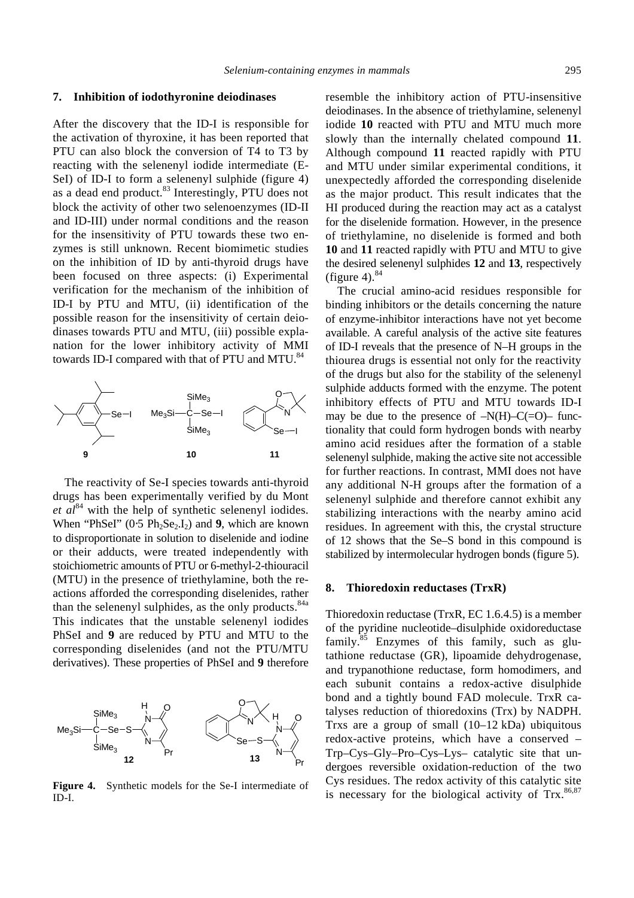## 7. Inhibition of iodothyronine deiodinases

After the discovery that the ID-I is responsible for the activation of thyroxine, it has been reported that PTU can also block the conversion of T4 to T3 by reacting with the selenenyl iodide intermediate (E-SeI) of ID-I to form a selenenyl sulphide (figure 4) as a dead end product.[83] Interestingly, PTU does not block the activity of other two selenoenzymes (ID-II and ID-III) under normal conditions and the reason for the insensitivity of PTU towards these two enzymes is still unknown. Recent biomimetic studies on the inhibition of ID by anti-thyroid drugs have been focused on three aspects: (i) Experimental verification for the mechanism of the inhibition of ID-I by PTU and MTU, (ii) identification of the possible reason for the insensitivity of certain deiodinases towards PTU and MTU, (iii) possible explanation for the lower inhibitory activity of MMI towards ID-I compared with that of PTU and MTU.[84]

The reactivity of Se-I species towards anti-thyroid drugs has been experimentally verified by du Mont *et al*[84] with the help of synthetic selenenyl iodides. When "PhSeI" (0·5 $Ph_2Se_2.I_2$) and **9**, which are known to disproportionate in solution to diselenide and iodine or their adducts, were treated independently with stoichiometric amounts of PTU or 6-methyl-2-thiouracil (MTU) in the presence of triethylamine, both the reactions afforded the corresponding diselenides, rather than the selenenyl sulphides, as the only products.[84a] This indicates that the unstable selenenyl iodides PhSeI and **9** are reduced by PTU and MTU to the corresponding diselenides (and not the PTU/MTU derivatives). These properties of PhSeI and **9** therefore resemble the inhibitory action of PTU-insensitive deiodinases. In the absence of triethylamine, selenenyl iodide **10** reacted with PTU and MTU much more slowly than the internally chelated compound **11**. Although compound **11** reacted rapidly with PTU and MTU under similar experimental conditions, it unexpectedly afforded the corresponding diselenide as the major product. This result indicates that the HI produced during the reaction may act as a catalyst for the diselenide formation. However, in the presence of triethylamine, no diselenide is formed and both **10** and **11** reacted rapidly with PTU and MTU to give the desired selenenyl sulphides **12** and **13**, respectively (figure 4).[84]

**Figure 4.** Synthetic models for the Se-I intermediate of ID-I.

The crucial amino-acid residues responsible for binding inhibitors or the details concerning the nature of enzyme-inhibitor interactions have not yet become available. A careful analysis of the active site features of ID-I reveals that the presence of N–H groups in the thiourea drugs is essential not only for the reactivity of the drugs but also for the stability of the selenenyl sulphide adducts formed with the enzyme. The potent inhibitory effects of PTU and MTU towards ID-I may be due to the presence of –N(H)–C(=O)– functionality that could form hydrogen bonds with nearby amino acid residues after the formation of a stable selenenyl sulphide, making the active site not accessible for further reactions. In contrast, MMI does not have any additional N-H groups after the formation of a selenenyl sulphide and therefore cannot exhibit any stabilizing interactions with the nearby amino acid residues. In agreement with this, the crystal structure of 12 shows that the Se–S bond in this compound is stabilized by intermolecular hydrogen bonds (figure 5).

## 8. Thioredoxin reductases (TrxR)

Thioredoxin reductase (TrxR, EC 1.6.4.5) is a member of the pyridine nucleotide–disulphide oxidoreductase family.[85] Enzymes of this family, such as glutathione reductase (GR), lipoamide dehydrogenase, and trypanothione reductase, form homodimers, and each subunit contains a redox-active disulphide bond and a tightly bound FAD molecule. TrxR catalyses reduction of thioredoxins (Trx) by NADPH. Trxs are a group of small (10–12 kDa) ubiquitous redox-active proteins, which have a conserved –Trp–Cys–Gly–Pro–Cys–Lys– catalytic site that undergoes reversible oxidation-reduction of the two Cys residues. The redox activity of this catalytic site is necessary for the biological activity of Trx.[86,87]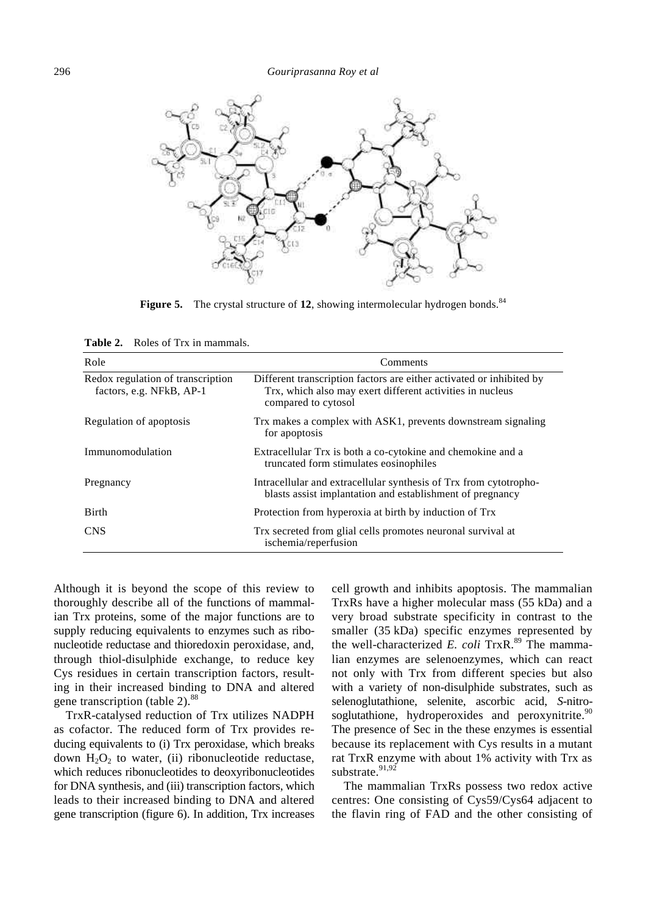**Figure 5.** The crystal structure of **12**, showing intermolecular hydrogen bonds.[84]

**Table 2.** Roles of Trx in mammals.

| Role | Comments |
|---|---|
| Redox regulation of transcription factors, e.g. NFkB, AP-1 | Different transcription factors are either activated or inhibited by Trx, which also may exert different activities in nucleus compared to cytosol |
| Regulation of apoptosis | Trx makes a complex with ASK1, prevents downstream signaling for apoptosis |
| Immunomodulation | Extracellular Trx is both a co-cytokine and chemokine and a truncated form stimulates eosinophiles |
| Pregnancy | Intracellular and extracellular synthesis of Trx from cytotrophoblasts assist implantation and establishment of pregnancy |
| Birth | Protection from hyperoxia at birth by induction of Trx |
| CNS | Trx secreted from glial cells promotes neuronal survival at ischemia/reperfusion |

Although it is beyond the scope of this review to thoroughly describe all of the functions of mammalian Trx proteins, some of the major functions are to supply reducing equivalents to enzymes such as ribonucleotide reductase and thioredoxin peroxidase, and, through thiol-disulphide exchange, to reduce key Cys residues in certain transcription factors, resulting in their increased binding to DNA and altered gene transcription (table 2).[88]

TrxR-catalysed reduction of Trx utilizes NADPH as cofactor. The reduced form of Trx provides reducing equivalents to (i) Trx peroxidase, which breaks down $H_2O_2$ to water, (ii) ribonucleotide reductase, which reduces ribonucleotides to deoxyribonucleotides for DNA synthesis, and (iii) transcription factors, which leads to their increased binding to DNA and altered gene transcription (figure 6). In addition, Trx increases cell growth and inhibits apoptosis. The mammalian TrxRs have a higher molecular mass (55 kDa) and a very broad substrate specificity in contrast to the smaller (35 kDa) specific enzymes represented by the well-characterized *E. coli* TrxR.[89] The mammalian enzymes are selenoenzymes, which can react not only with Trx from different species but also with a variety of non-disulphide substrates, such as selenoglutathione, selenite, ascorbic acid, *S*-nitrosoglutathione, hydroperoxides and peroxynitrite.[90] The presence of Sec in the these enzymes is essential because its replacement with Cys results in a mutant rat TrxR enzyme with about 1% activity with Trx as substrate.[91,92]

The mammalian TrxRs possess two redox active centres: One consisting of Cys59/Cys64 adjacent to the flavin ring of FAD and the other consisting of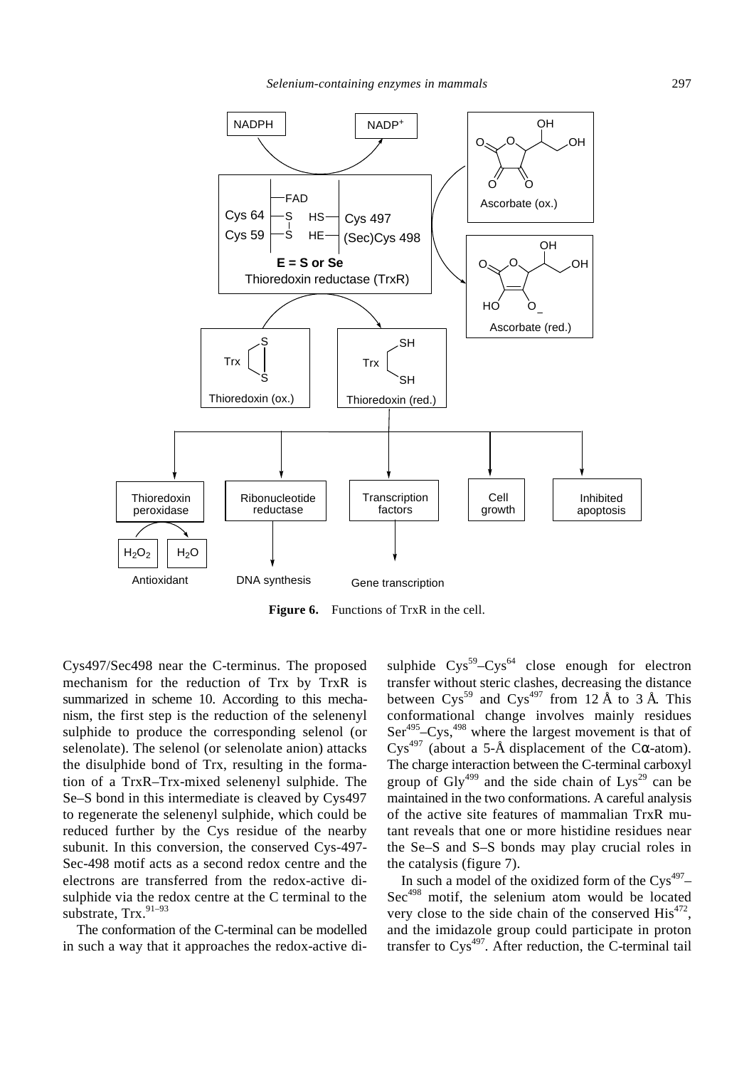**Figure 6.** Functions of TrxR in the cell.

Cys497/Sec498 near the C-terminus. The proposed mechanism for the reduction of Trx by TrxR is summarized in scheme 10. According to this mechanism, the first step is the reduction of the selenenyl sulphide to produce the corresponding selenol (or selenolate). The selenol (or selenolate anion) attacks the disulphide bond of Trx, resulting in the formation of a TrxR–Trx-mixed selenenyl sulphide. The Se–S bond in this intermediate is cleaved by Cys497 to regenerate the selenenyl sulphide, which could be reduced further by the Cys residue of the nearby subunit. In this conversion, the conserved Cys-497-Sec-498 motif acts as a second redox centre and the electrons are transferred from the redox-active disulphide via the redox centre at the C terminal to the substrate, Trx.[91–93]

The conformation of the C-terminal can be modelled in such a way that it approaches the redox-active disulphide $Cys^{59}$–$Cys^{64}$ close enough for electron transfer without steric clashes, decreasing the distance between $Cys^{59}$ and $Cys^{497}$ from 12 Å to 3 Å. This conformational change involves mainly residues $Ser^{495}$–$Cys^{498}$, where the largest movement is that of $Cys^{497}$ (about a 5-Å displacement of the Cα-atom). The charge interaction between the C-terminal carboxyl group of $Gly^{499}$ and the side chain of $Lys^{29}$ can be maintained in the two conformations. A careful analysis of the active site features of mammalian TrxR mutant reveals that one or more histidine residues near the Se–S and S–S bonds may play crucial roles in the catalysis (figure 7).

In such a model of the oxidized form of the $Cys^{497}$–$Sec^{498}$ motif, the selenium atom would be located very close to the side chain of the conserved $His^{472}$, and the imidazole group could participate in proton transfer to $Cys^{497}$. After reduction, the C-terminal tail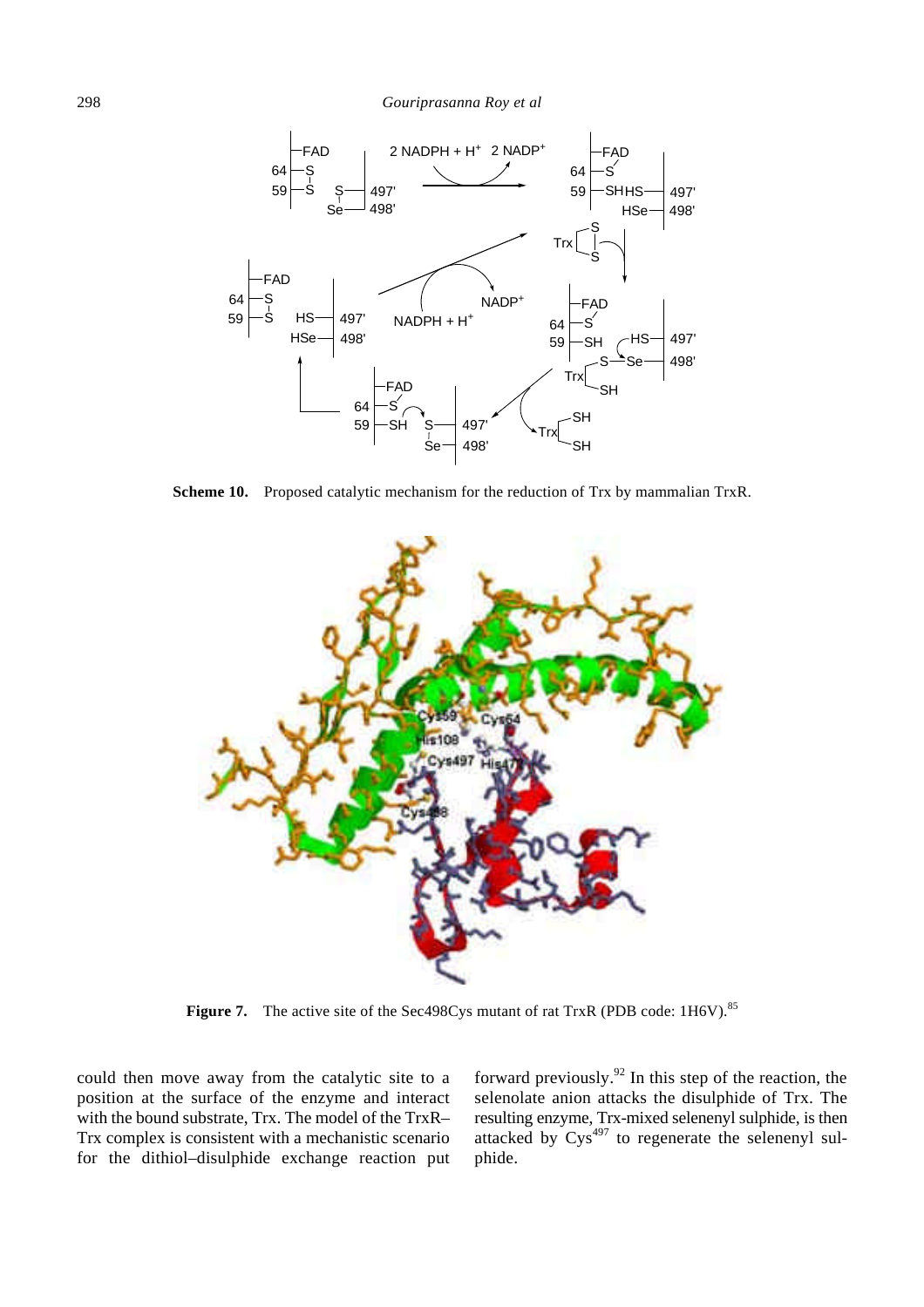**Scheme 10.** Proposed catalytic mechanism for the reduction of Trx by mammalian TrxR.

**Figure 7.** The active site of the Sec498Cys mutant of rat TrxR (PDB code: 1H6V).[85]

could then move away from the catalytic site to a position at the surface of the enzyme and interact with the bound substrate, Trx. The model of the TrxR–Trx complex is consistent with a mechanistic scenario for the dithiol–disulphide exchange reaction put forward previously.[92] In this step of the reaction, the selenolate anion attacks the disulphide of Trx. The resulting enzyme, Trx-mixed selenenyl sulphide, is then attacked by Cys[497] to regenerate the selenenyl sulphide.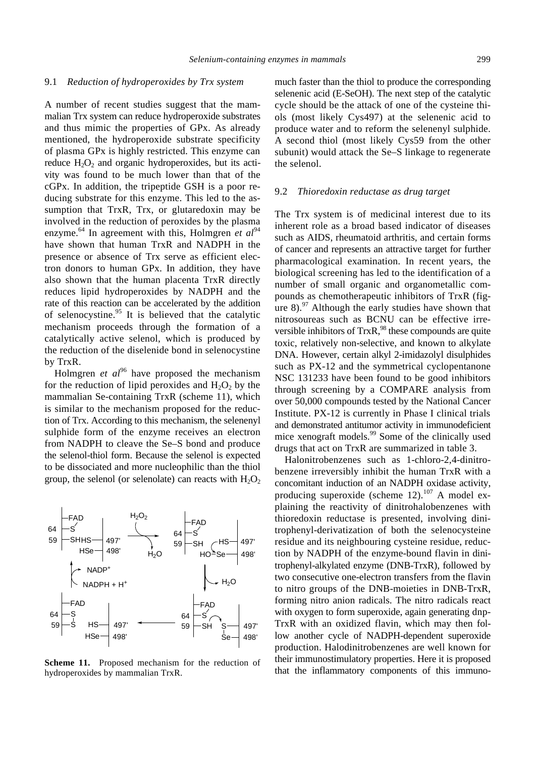### 9.1 *Reduction of hydroperoxides by Trx system*

A number of recent studies suggest that the mammalian Trx system can reduce hydroperoxide substrates and thus mimic the properties of GPx. As already mentioned, the hydroperoxide substrate specificity of plasma GPx is highly restricted. This enzyme can reduce $H_2O_2$ and organic hydroperoxides, but its activity was found to be much lower than that of the cGPx. In addition, the tripeptide GSH is a poor reducing substrate for this enzyme. This led to the assumption that TrxR, Trx, or glutaredoxin may be involved in the reduction of peroxides by the plasma enzyme.[64] In agreement with this, Holmgren *et al*[94] have shown that human TrxR and NADPH in the presence or absence of Trx serve as efficient electron donors to human GPx. In addition, they have also shown that the human placenta TrxR directly reduces lipid hydroperoxides by NADPH and the rate of this reaction can be accelerated by the addition of selenocystine.[95] It is believed that the catalytic mechanism proceeds through the formation of a catalytically active selenol, which is produced by the reduction of the diselenide bond in selenocystine by TrxR.

Holmgren *et al*[96] have proposed the mechanism for the reduction of lipid peroxides and $H_2O_2$ by the mammalian Se-containing TrxR (scheme 11), which is similar to the mechanism proposed for the reduction of Trx. According to this mechanism, the selenenyl sulphide form of the enzyme receives an electron from NADPH to cleave the Se–S bond and produce the selenol-thiol form. Because the selenol is expected to be dissociated and more nucleophilic than the thiol group, the selenol (or selenolate) can reacts with $H_2O_2$ much faster than the thiol to produce the corresponding selenenic acid (E-SeOH). The next step of the catalytic cycle should be the attack of one of the cysteine thiols (most likely Cys497) at the selenenic acid to produce water and to reform the selenenyl sulphide. A second thiol (most likely Cys59 from the other subunit) would attack the Se–S linkage to regenerate the selenol.

**Scheme 11.** Proposed mechanism for the reduction of hydroperoxides by mammalian TrxR.

### 9.2 *Thioredoxin reductase as drug target*

The Trx system is of medicinal interest due to its inherent role as a broad based indicator of diseases such as AIDS, rheumatoid arthritis, and certain forms of cancer and represents an attractive target for further pharmacological examination. In recent years, the biological screening has led to the identification of a number of small organic and organometallic compounds as chemotherapeutic inhibitors of TrxR (figure 8).[97] Although the early studies have shown that nitrosoureas such as BCNU can be effective irreversible inhibitors of TrxR,[98] these compounds are quite toxic, relatively non-selective, and known to alkylate DNA. However, certain alkyl 2-imidazolyl disulphides such as PX-12 and the symmetrical cyclopentanone NSC 131233 have been found to be good inhibitors through screening by a COMPARE analysis from over 50,000 compounds tested by the National Cancer Institute. PX-12 is currently in Phase I clinical trials and demonstrated antitumor activity in immunodeficient mice xenograft models.[99] Some of the clinically used drugs that act on TrxR are summarized in table 3.

Halonitrobenzenes such as 1-chloro-2,4-dinitrobenzene irreversibly inhibit the human TrxR with a concomitant induction of an NADPH oxidase activity, producing superoxide (scheme 12).[107] A model explaining the reactivity of dinitrohalobenzenes with thioredoxin reductase is presented, involving dinitrophenyl-derivatization of both the selenocysteine residue and its neighbouring cysteine residue, reduction by NADPH of the enzyme-bound flavin in dinitrophenyl-alkylated enzyme (DNB-TrxR), followed by two consecutive one-electron transfers from the flavin to nitro groups of the DNB-moieties in DNB-TrxR, forming nitro anion radicals. The nitro radicals react with oxygen to form superoxide, again generating dnp-TrxR with an oxidized flavin, which may then follow another cycle of NADPH-dependent superoxide production. Halodinitrobenzenes are well known for their immunostimulatory properties. Here it is proposed that the inflammatory components of this immuno-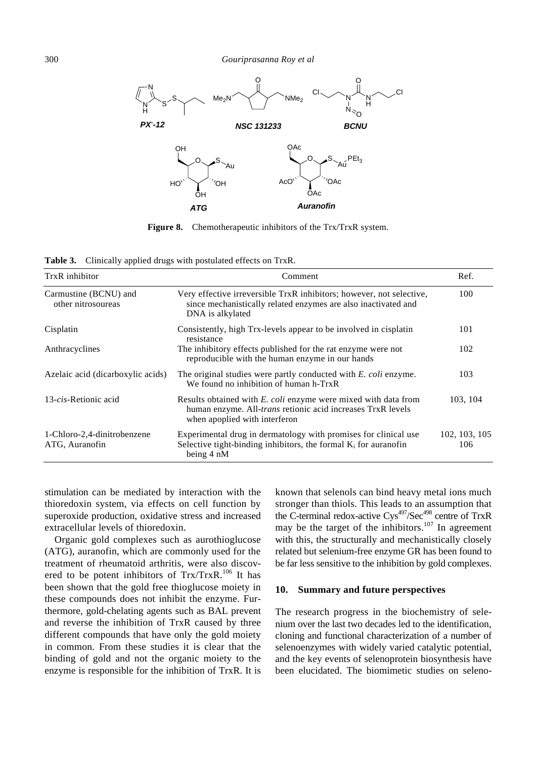**Figure 8.** Chemotherapeutic inhibitors of the Trx/TrxR system.

**Table 3.** Clinically applied drugs with postulated effects on TrxR.

| TrxR inhibitor | Comment | Ref. |
|---|---|---|
| Carmustine (BCNU) and other nitrosoureas | Very effective irreversible TrxR inhibitors; however, not selective, since mechanistically related enzymes are also inactivated and DNA is alkylated | 100 |
| Cisplatin | Consistently, high Trx-levels appear to be involved in cisplatin resistance | 101 |
| Anthracyclines | The inhibitory effects published for the rat enzyme were not reproducible with the human enzyme in our hands | 102 |
| Azelaic acid (dicarboxylic acids) | The original studies were partly conducted with *E. coli* enzyme. We found no inhibition of human h-TrxR | 103 |
| 13-*cis*-Retionic acid | Results obtained with *E. coli* enzyme were mixed with data from human enzyme. All-*trans* retionic acid increases TrxR levels when apoplied with interferon | 103, 104 |
| 1-Chloro-2,4-dinitrobenzene | Experimental drug in dermatology with promises for clinical use | 102, 103, 105 |
| ATG, Auranofin | Selective tight-binding inhibitors, the formal $K_i$ for auranofin being 4 nM | 106 |

stimulation can be mediated by interaction with the thioredoxin system, via effects on cell function by superoxide production, oxidative stress and increased extracellular levels of thioredoxin.

Organic gold complexes such as aurothioglucose (ATG), auranofin, which are commonly used for the treatment of rheumatoid arthritis, were also discovered to be potent inhibitors of Trx/TrxR.[106] It has been shown that the gold free thioglucose moiety in these compounds does not inhibit the enzyme. Furthermore, gold-chelating agents such as BAL prevent and reverse the inhibition of TrxR caused by three different compounds that have only the gold moiety in common. From these studies it is clear that the binding of gold and not the organic moiety to the enzyme is responsible for the inhibition of TrxR. It is known that selenols can bind heavy metal ions much stronger than thiols. This leads to an assumption that the C-terminal redox-active $Cys^{497}/Sec^{498}$ centre of TrxR may be the target of the inhibitors.[107] In agreement with this, the structurally and mechanistically closely related but selenium-free enzyme GR has been found to be far less sensitive to the inhibition by gold complexes.

## 10. Summary and future perspectives

The research progress in the biochemistry of selenium over the last two decades led to the identification, cloning and functional characterization of a number of selenoenzymes with widely varied catalytic potential, and the key events of selenoprotein biosynthesis have been elucidated. The biomimetic studies on seleno-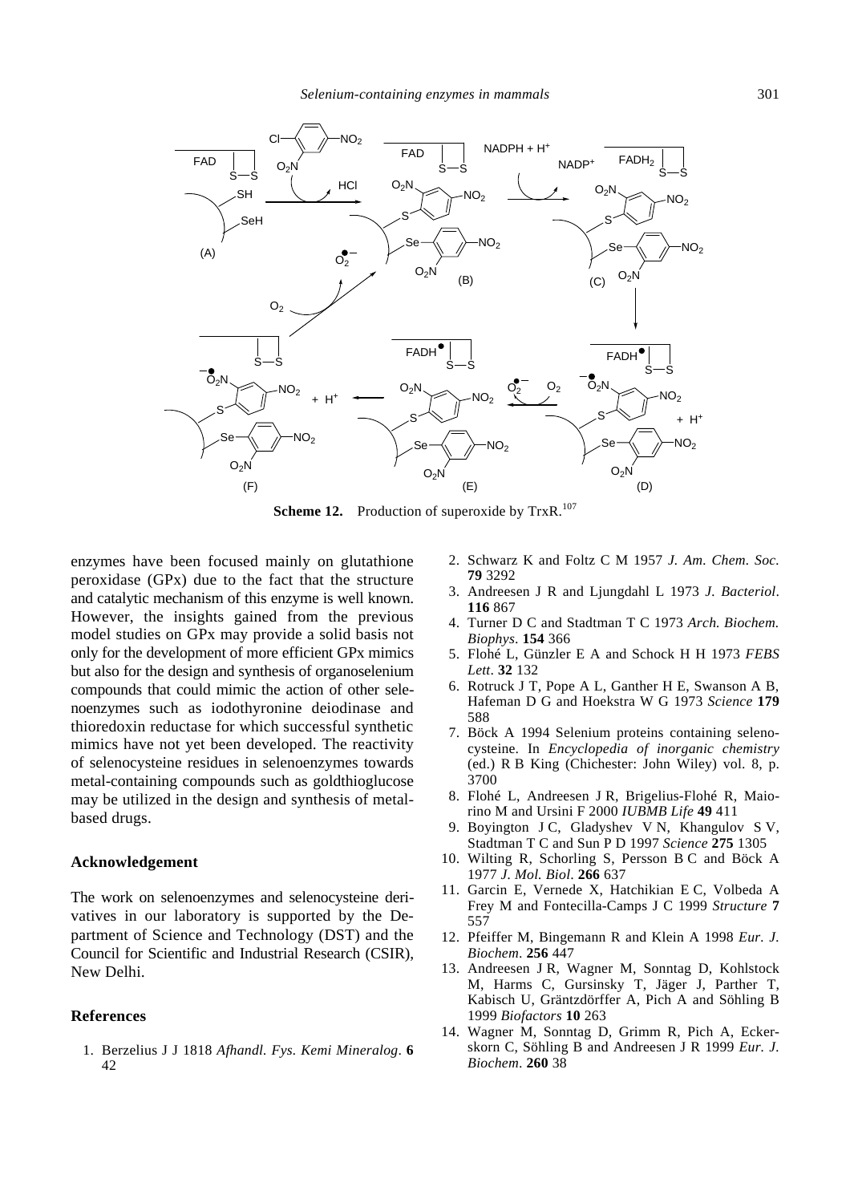**Scheme 12.** Production of superoxide by TrxR.[107]

enzymes have been focused mainly on glutathione peroxidase (GPx) due to the fact that the structure and catalytic mechanism of this enzyme is well known. However, the insights gained from the previous model studies on GPx may provide a solid basis not only for the development of more efficient GPx mimics but also for the design and synthesis of organoselenium compounds that could mimic the action of other selenoenzymes such as iodothyronine deiodinase and thioredoxin reductase for which successful synthetic mimics have not yet been developed. The reactivity of selenocysteine residues in selenoenzymes towards metal-containing compounds such as goldthioglucose may be utilized in the design and synthesis of metal-based drugs.

## Acknowledgement

The work on selenoenzymes and selenocysteine derivatives in our laboratory is supported by the Department of Science and Technology (DST) and the Council for Scientific and Industrial Research (CSIR), New Delhi.

## References

1. Berzelius J J 1818 *Afhandl. Fys. Kemi Mineralog.* **6** 42
2. Schwarz K and Foltz C M 1957 *J. Am. Chem. Soc.* **79** 3292
3. Andreesen J R and Ljungdahl L 1973 *J. Bacteriol.* **116** 867
4. Turner D C and Stadtman T C 1973 *Arch. Biochem. Biophys.* **154** 366
5. Flohé L, Günzler E A and Schock H H 1973 *FEBS Lett.* **32** 132
6. Rotruck J T, Pope A L, Ganther H E, Swanson A B, Hafeman D G and Hoekstra W G 1973 *Science* **179** 588
7. Böck A 1994 Selenium proteins containing selenocysteine. In *Encyclopedia of inorganic chemistry* (ed.) R B King (Chichester: John Wiley) vol. 8, p. 3700
8. Flohé L, Andreesen J R, Brigelius-Flohé R, Maiorino M and Ursini F 2000 *IUBMB Life* **49** 411
9. Boyington J C, Gladyshev V N, Khangulov S V, Stadtman T C and Sun P D 1997 *Science* **275** 1305
10. Wilting R, Schorling S, Persson B C and Böck A 1977 *J. Mol. Biol.* **266** 637
11. Garcin E, Vernede X, Hatchikian E C, Volbeda A Frey M and Fontecilla-Camps J C 1999 *Structure* **7** 557
12. Pfeiffer M, Bingemann R and Klein A 1998 *Eur. J. Biochem.* **256** 447
13. Andreesen J R, Wagner M, Sonntag D, Kohlstock M, Harms C, Gursinsky T, Jäger J, Parther T, Kabisch U, Gräntzdörffer A, Pich A and Söhling B 1999 *Biofactors* **10** 263
14. Wagner M, Sonntag D, Grimm R, Pich A, Eckerskorn C, Söhling B and Andreesen J R 1999 *Eur. J. Biochem.* **260** 38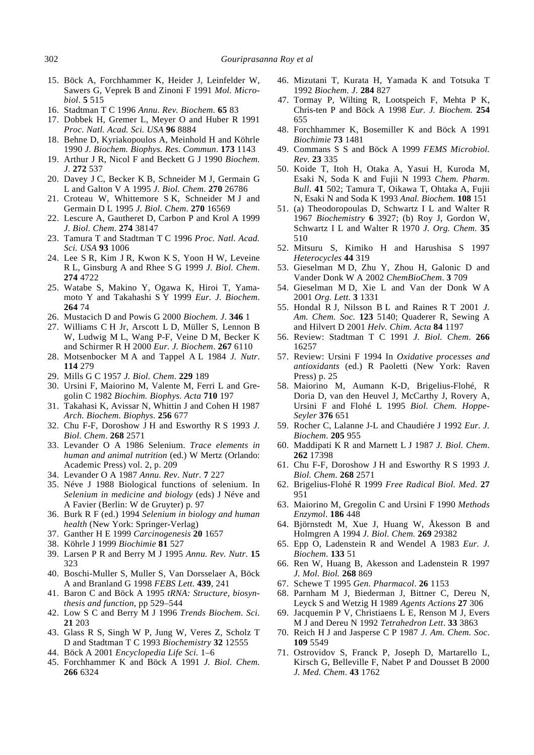15. Böck A, Forchhammer K, Heider J, Leinfelder W, Sawers G, Veprek B and Zinoni F 1991 *Mol. Microbiol*. **5** 515
16. Stadtman T C 1996 *Annu. Rev. Biochem.* **65** 83
17. Dobbek H, Gremer L, Meyer O and Huber R 1991 *Proc. Natl. Acad. Sci. USA* **96** 8884
18. Behne D, Kyriakopoulos A, Meinhold H and Köhrle 1990 *J. Biochem. Biophys. Res. Commun*. **173** 1143
19. Arthur J R, Nicol F and Beckett G J 1990 *Biochem. J*. **272** 537
20. Davey J C, Becker K B, Schneider M J, Germain G L and Galton V A 1995 *J. Biol. Chem*. **270** 26786
21. Croteau W, Whittemore S K, Schneider M J and Germain D L 1995 *J. Biol. Chem*. **270** 16569
22. Lescure A, Gautheret D, Carbon P and Krol A 1999 *J. Biol. Chem*. **274** 38147
23. Tamura T and Stadtman T C 1996 *Proc. Natl. Acad. Sci. USA* **93** 1006
24. Lee S R, Kim J R, Kwon K S, Yoon H W, Leveine R L, Ginsburg A and Rhee S G 1999 *J. Biol. Chem*. **274** 4722
25. Watabe S, Makino Y, Ogawa K, Hiroi T, Yamamoto Y and Takahashi S Y 1999 *Eur. J. Biochem*. **264** 74
26. Mustacich D and Powis G 2000 *Biochem. J*. **346** 1
27. Williams C H Jr, Arscott L D, Müller S, Lennon B W, Ludwig M L, Wang P-F, Veine D M, Becker K and Schirmer R H 2000 *Eur. J. Biochem*. **267** 6110
28. Motsenbocker M A and Tappel A L 1984 *J. Nutr*. **114** 279
29. Mills G C 1957 *J. Biol. Chem*. **229** 189
30. Ursini F, Maiorino M, Valente M, Ferri L and Gregolin C 1982 *Biochim. Biophys. Acta* **710** 197
31. Takahasi K, Avissar N, Whittin J and Cohen H 1987 *Arch. Biochem. Biophys*. **256** 677
32. Chu F-F, Doroshow J H and Esworthy R S 1993 *J. Biol. Chem*. **268** 2571
33. Levander O A 1986 Selenium. *Trace elements in human and animal nutrition* (ed.) W Mertz (Orlando: Academic Press) vol. 2, p. 209
34. Levander O A 1987 *Annu. Rev. Nutr.* **7** 227
35. Néve J 1988 Biological functions of selenium. In *Selenium in medicine and biology* (eds) J Néve and A Favier (Berlin: W de Gruyter) p. 97
36. Burk R F (ed.) 1994 *Selenium in biology and human health* (New York: Springer-Verlag)
37. Ganther H E 1999 *Carcinogenesis* **20** 1657
38. Köhrle J 1999 *Biochimie* **81** 527
39. Larsen P R and Berry M J 1995 *Annu. Rev. Nutr.* **15** 323
40. Boschi-Muller S, Muller S, Van Dorsselaer A, Böck A and Branland G 1998 *FEBS Lett.* **439**, 241
41. Baron C and Böck A 1995 *tRNA: Structure, biosynthesis and function*, pp 529–544
42. Low S C and Berry M J 1996 *Trends Biochem. Sci.* **21** 203
43. Glass R S, Singh W P, Jung W, Veres Z, Scholz T D and Stadtman T C 1993 *Biochemistry* **32** 12555
44. Böck A 2001 *Encyclopedia Life Sci.* 1–6
45. Forchhammer K and Böck A 1991 *J. Biol. Chem.* **266** 6324
46. Mizutani T, Kurata H, Yamada K and Totsuka T 1992 *Biochem. J*. **284** 827
47. Tormay P, Wilting R, Lootspeich F, Mehta P K, Chris-ten P and Böck A 1998 *Eur. J. Biochem.* **254** 655
48. Forchhammer K, Bosemiller K and Böck A 1991 *Biochimie* **73** 1481
49. Commans S S and Böck A 1999 *FEMS Microbiol. Rev.* **23** 335
50. Koide T, Itoh H, Otaka A, Yasui H, Kuroda M, Esaki N, Soda K and Fujii N 1993 *Chem. Pharm. Bull*. **41** 502; Tamura T, Oikawa T, Ohtaka A, Fujii N, Esaki N and Soda K 1993 *Anal. Biochem.* **108** 151
51. (a) Theodoropoulas D, Schwartz I L and Walter R 1967 *Biochemistry* **6** 3927; (b) Roy J, Gordon W, Schwartz I L and Walter R 1970 *J. Org. Chem.* **35** 510
52. Mitsuru S, Kimiko H and Harushisa S 1997 *Heterocycles* **44** 319
53. Gieselman M D, Zhu Y, Zhou H, Galonic D and Vander Donk W A 2002 *ChemBioChem*. **3** 709
54. Gieselman M D, Xie L and Van der Donk W A 2001 *Org. Lett.* **3** 1331
55. Hondal R J, Nilsson B L and Raines R T 2001 *J. Am. Chem. Soc.* **123** 5140; Quaderer R, Sewing A and Hilvert D 2001 *Helv. Chim. Acta* **84** 1197
56. Review: Stadtman T C 1991 *J. Biol. Chem*. **266** 16257
57. Review: Ursini F 1994 In *Oxidative processes and antioxidants* (ed.) R Paoletti (New York: Raven Press) p. 25
58. Maiorino M, Aumann K-D, Brigelius-Flohé, R Doria D, van den Heuvel J, McCarthy J, Rovery A, Ursini F and Flohé L 1995 *Biol. Chem. Hoppe-Seyler* **376** 651
59. Rocher C, Lalanne J-L and Chaudiére J 1992 *Eur. J. Biochem*. **205** 955
60. Maddipati K R and Marnett L J 1987 *J. Biol. Chem*. **262** 17398
61. Chu F-F, Doroshow J H and Esworthy R S 1993 *J. Biol. Chem*. **268** 2571
62. Brigelius-Flohé R 1999 *Free Radical Biol. Med*. **27** 951
63. Maiorino M, Gregolin C and Ursini F 1990 *Methods Enzymol*. **186** 448
64. Björnstedt M, Xue J, Huang W, Åkesson B and Holmgren A 1994 *J. Biol. Chem.* **269** 29382
65. Epp O, Ladenstein R and Wendel A 1983 *Eur. J. Biochem*. **133** 51
66. Ren W, Huang B, Akesson and Ladenstein R 1997 *J. Mol. Biol.* **268** 869
67. Schewe T 1995 *Gen. Pharmacol*. **26** 1153
68. Parnham M J, Biederman J, Bittner C, Dereu N, Leyck S and Wetzig H 1989 *Agents Actions* **27** 306
69. Jacquemin P V, Christiaens L E, Renson M J, Evers M J and Dereu N 1992 *Tetrahedron Lett*. **33** 3863
70. Reich H J and Jasperse C P 1987 *J. Am. Chem. Soc*. **109** 5549
71. Ostrovidov S, Franck P, Joseph D, Martarello L, Kirsch G, Belleville F, Nabet P and Dousset B 2000 *J. Med. Chem*. **43** 1762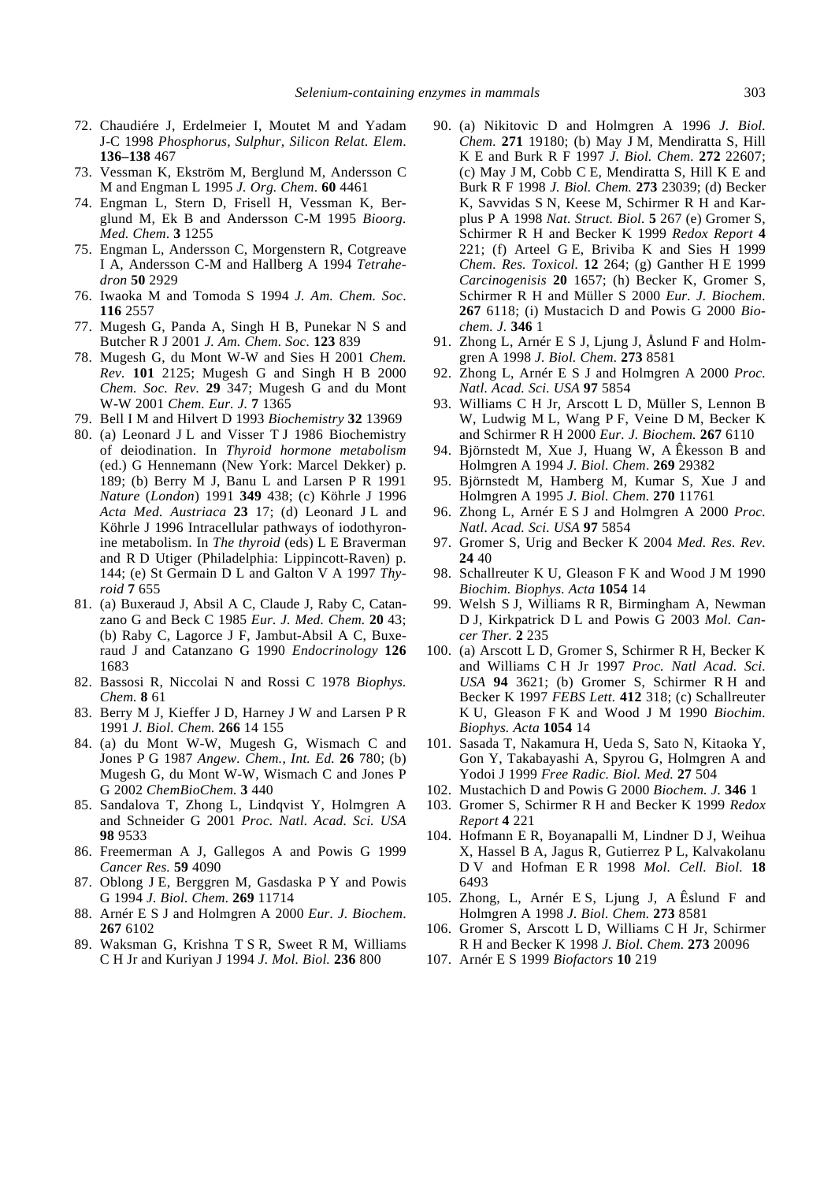72. Chaudiére J, Erdelmeier I, Moutet M and Yadam J-C 1998 *Phosphorus, Sulphur, Silicon Relat. Elem.* **136–138** 467
73. Vessman K, Ekström M, Berglund M, Andersson C M and Engman L 1995 *J. Org. Chem.* **60** 4461
74. Engman L, Stern D, Frisell H, Vessman K, Berglund M, Ek B and Andersson C-M 1995 *Bioorg. Med. Chem.* **3** 1255
75. Engman L, Andersson C, Morgenstern R, Cotgreave I A, Andersson C-M and Hallberg A 1994 *Tetrahedron* **50** 2929
76. Iwaoka M and Tomoda S 1994 *J. Am. Chem. Soc.* **116** 2557
77. Mugesh G, Panda A, Singh H B, Punekar N S and Butcher R J 2001 *J. Am. Chem. Soc.* **123** 839
78. Mugesh G, du Mont W-W and Sies H 2001 *Chem. Rev.* **101** 2125; Mugesh G and Singh H B 2000 *Chem. Soc. Rev.* **29** 347; Mugesh G and du Mont W-W 2001 *Chem. Eur. J.* **7** 1365
79. Bell I M and Hilvert D 1993 *Biochemistry* **32** 13969
80. (a) Leonard J L and Visser T J 1986 Biochemistry of deiodination. In *Thyroid hormone metabolism* (ed.) G Hennemann (New York: Marcel Dekker) p. 189; (b) Berry M J, Banu L and Larsen P R 1991 *Nature* (*London*) 1991 **349** 438; (c) Köhrle J 1996 *Acta Med. Austriaca* **23** 17; (d) Leonard J L and Köhrle J 1996 Intracellular pathways of iodothyronine metabolism. In *The thyroid* (eds) L E Braverman and R D Utiger (Philadelphia: Lippincott-Raven) p. 144; (e) St Germain D L and Galton V A 1997 *Thyroid* **7** 655
81. (a) Buxeraud J, Absil A C, Claude J, Raby C, Catanzano G and Beck C 1985 *Eur. J. Med. Chem.* **20** 43; (b) Raby C, Lagorce J F, Jambut-Absil A C, Buxeraud J and Catanzano G 1990 *Endocrinology* **126** 1683
82. Bassosi R, Niccolai N and Rossi C 1978 *Biophys. Chem.* **8** 61
83. Berry M J, Kieffer J D, Harney J W and Larsen P R 1991 *J. Biol. Chem.* **266** 14 155
84. (a) du Mont W-W, Mugesh G, Wismach C and Jones P G 1987 *Angew. Chem., Int. Ed.* **26** 780; (b) Mugesh G, du Mont W-W, Wismach C and Jones P G 2002 *ChemBioChem.* **3** 440
85. Sandalova T, Zhong L, Lindqvist Y, Holmgren A and Schneider G 2001 *Proc. Natl. Acad. Sci. USA* **98** 9533
86. Freemerman A J, Gallegos A and Powis G 1999 *Cancer Res.* **59** 4090
87. Oblong J E, Berggren M, Gasdaska P Y and Powis G 1994 *J. Biol. Chem.* **269** 11714
88. Arnér E S J and Holmgren A 2000 *Eur. J. Biochem.* **267** 6102
89. Waksman G, Krishna T S R, Sweet R M, Williams C H Jr and Kuriyan J 1994 *J. Mol. Biol.* **236** 800
90. (a) Nikitovic D and Holmgren A 1996 *J. Biol. Chem.* **271** 19180; (b) May J M, Mendiratta S, Hill K E and Burk R F 1997 *J. Biol. Chem.* **272** 22607; (c) May J M, Cobb C E, Mendiratta S, Hill K E and Burk R F 1998 *J. Biol. Chem.* **273** 23039; (d) Becker K, Savvidas S N, Keese M, Schirmer R H and Karplus P A 1998 *Nat. Struct. Biol.* **5** 267 (e) Gromer S, Schirmer R H and Becker K 1999 *Redox Report* **4** 221; (f) Arteel G E, Briviba K and Sies H 1999 *Chem. Res. Toxicol.* **12** 264; (g) Ganther H E 1999 *Carcinogenisis* **20** 1657; (h) Becker K, Gromer S, Schirmer R H and Müller S 2000 *Eur. J. Biochem.* **267** 6118; (i) Mustacich D and Powis G 2000 *Biochem. J.* **346** 1
91. Zhong L, Arnér E S J, Ljung J, Åslund F and Holmgren A 1998 *J. Biol. Chem.* **273** 8581
92. Zhong L, Arnér E S J and Holmgren A 2000 *Proc. Natl. Acad. Sci. USA* **97** 5854
93. Williams C H Jr, Arscott L D, Müller S, Lennon B W, Ludwig M L, Wang P F, Veine D M, Becker K and Schirmer R H 2000 *Eur. J. Biochem.* **267** 6110
94. Björnstedt M, Xue J, Huang W, A Êkesson B and Holmgren A 1994 *J. Biol. Chem.* **269** 29382
95. Björnstedt M, Hamberg M, Kumar S, Xue J and Holmgren A 1995 *J. Biol. Chem.* **270** 11761
96. Zhong L, Arnér E S J and Holmgren A 2000 *Proc. Natl. Acad. Sci. USA* **97** 5854
97. Gromer S, Urig and Becker K 2004 *Med. Res. Rev.* **24** 40
98. Schallreuter K U, Gleason F K and Wood J M 1990 *Biochim. Biophys. Acta* **1054** 14
99. Welsh S J, Williams R R, Birmingham A, Newman D J, Kirkpatrick D L and Powis G 2003 *Mol. Cancer Ther.* **2** 235
100. (a) Arscott L D, Gromer S, Schirmer R H, Becker K and Williams C H Jr 1997 *Proc. Natl Acad. Sci. USA* **94** 3621; (b) Gromer S, Schirmer R H and Becker K 1997 *FEBS Lett.* **412** 318; (c) Schallreuter K U, Gleason F K and Wood J M 1990 *Biochim. Biophys. Acta* **1054** 14
101. Sasada T, Nakamura H, Ueda S, Sato N, Kitaoka Y, Gon Y, Takabayashi A, Spyrou G, Holmgren A and Yodoi J 1999 *Free Radic. Biol. Med.* **27** 504
102. Mustachich D and Powis G 2000 *Biochem. J.* **346** 1
103. Gromer S, Schirmer R H and Becker K 1999 *Redox Report* **4** 221
104. Hofmann E R, Boyanapalli M, Lindner D J, Weihua X, Hassel B A, Jagus R, Gutierrez P L, Kalvakolanu D V and Hofman E R 1998 *Mol. Cell. Biol.* **18** 6493
105. Zhong, L, Arnér E S, Ljung J, A Êslund F and Holmgren A 1998 *J. Biol. Chem.* **273** 8581
106. Gromer S, Arscott L D, Williams C H Jr, Schirmer R H and Becker K 1998 *J. Biol. Chem.* **273** 20096
107. Arnér E S 1999 *Biofactors* **10** 219